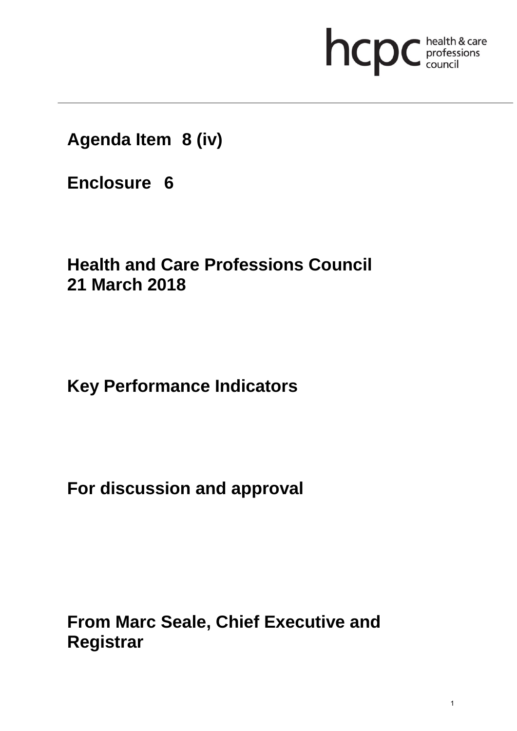hcpc health & care professions council

**Agenda Item 8 (iv)**

**Enclosure 6**

**Health and Care Professions Council**
**21 March 2018**

**Key Performance Indicators**

**For discussion and approval**

**From Marc Seale, Chief Executive and Registrar**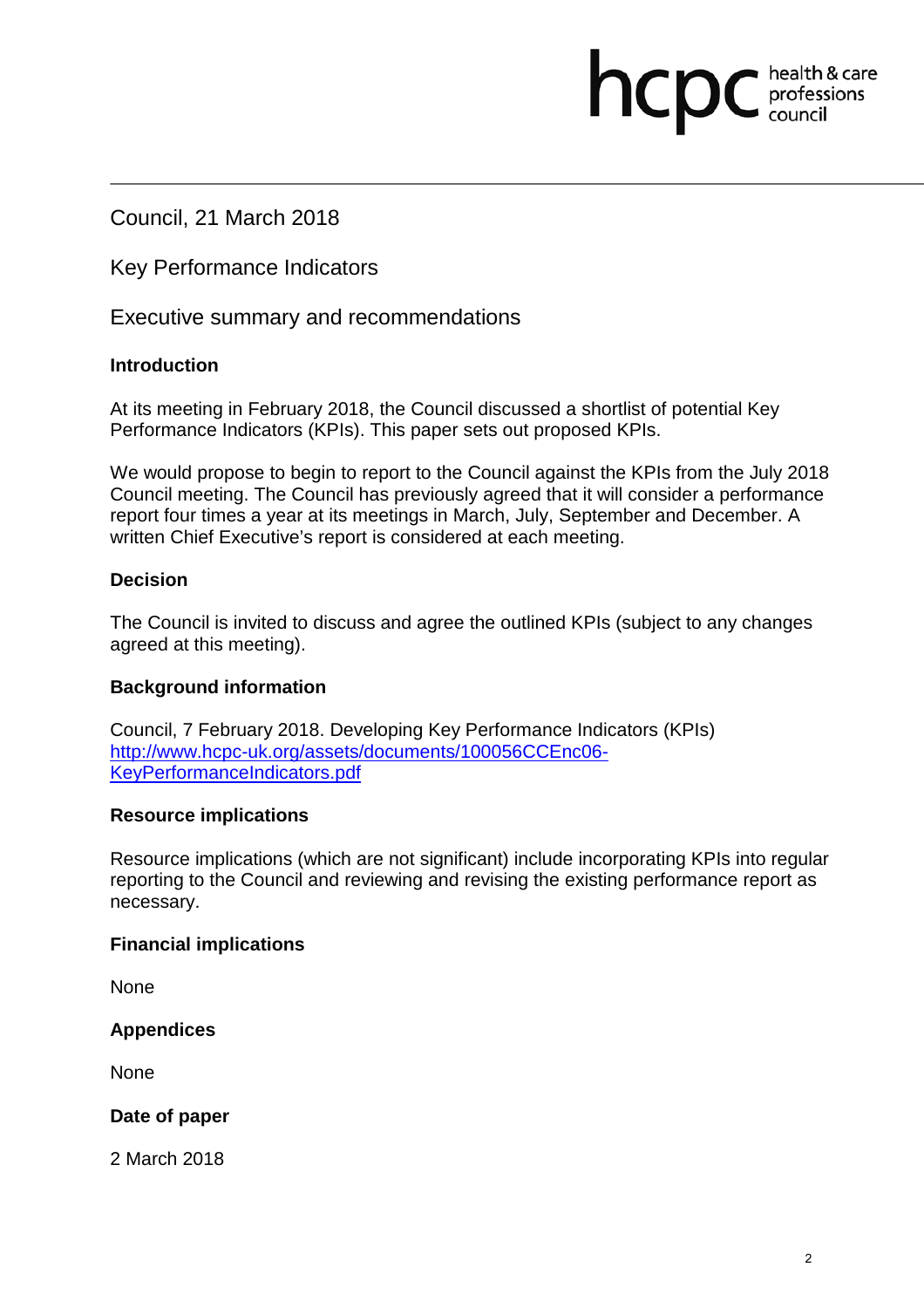Council, 21 March 2018

Key Performance Indicators

Executive summary and recommendations

**Introduction**

At its meeting in February 2018, the Council discussed a shortlist of potential Key Performance Indicators (KPIs). This paper sets out proposed KPIs.

We would propose to begin to report to the Council against the KPIs from the July 2018 Council meeting. The Council has previously agreed that it will consider a performance report four times a year at its meetings in March, July, September and December. A written Chief Executive's report is considered at each meeting.

**Decision**

The Council is invited to discuss and agree the outlined KPIs (subject to any changes agreed at this meeting).

**Background information**

Council, 7 February 2018. Developing Key Performance Indicators (KPIs)
[http://www.hcpc-uk.org/assets/documents/100056CCEnc06-KeyPerformanceIndicators.pdf](http://www.hcpc-uk.org/assets/documents/100056CCEnc06-KeyPerformanceIndicators.pdf)

**Resource implications**

Resource implications (which are not significant) include incorporating KPIs into regular reporting to the Council and reviewing and revising the existing performance report as necessary.

**Financial implications**

None

**Appendices**

None

**Date of paper**

2 March 2018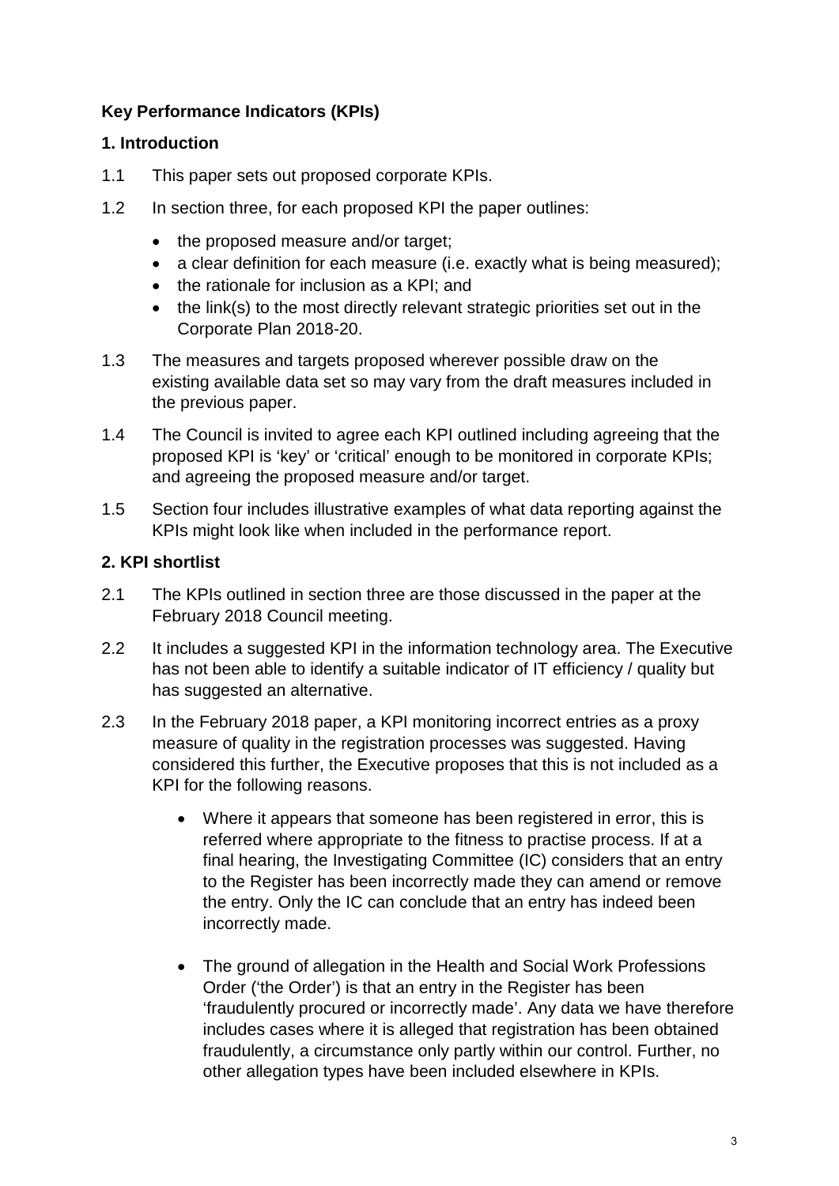**Key Performance Indicators (KPIs)**

**1. Introduction**

1.1 This paper sets out proposed corporate KPIs.

1.2 In section three, for each proposed KPI the paper outlines:

- the proposed measure and/or target;
- a clear definition for each measure (i.e. exactly what is being measured);
- the rationale for inclusion as a KPI; and
- the link(s) to the most directly relevant strategic priorities set out in the Corporate Plan 2018-20.

1.3 The measures and targets proposed wherever possible draw on the existing available data set so may vary from the draft measures included in the previous paper.

1.4 The Council is invited to agree each KPI outlined including agreeing that the proposed KPI is 'key' or 'critical' enough to be monitored in corporate KPIs; and agreeing the proposed measure and/or target.

1.5 Section four includes illustrative examples of what data reporting against the KPIs might look like when included in the performance report.

**2. KPI shortlist**

2.1 The KPIs outlined in section three are those discussed in the paper at the February 2018 Council meeting.

2.2 It includes a suggested KPI in the information technology area. The Executive has not been able to identify a suitable indicator of IT efficiency / quality but has suggested an alternative.

2.3 In the February 2018 paper, a KPI monitoring incorrect entries as a proxy measure of quality in the registration processes was suggested. Having considered this further, the Executive proposes that this is not included as a KPI for the following reasons.

- Where it appears that someone has been registered in error, this is referred where appropriate to the fitness to practise process. If at a final hearing, the Investigating Committee (IC) considers that an entry to the Register has been incorrectly made they can amend or remove the entry. Only the IC can conclude that an entry has indeed been incorrectly made.

- The ground of allegation in the Health and Social Work Professions Order ('the Order') is that an entry in the Register has been 'fraudulently procured or incorrectly made'. Any data we have therefore includes cases where it is alleged that registration has been obtained fraudulently, a circumstance only partly within our control. Further, no other allegation types have been included elsewhere in KPIs.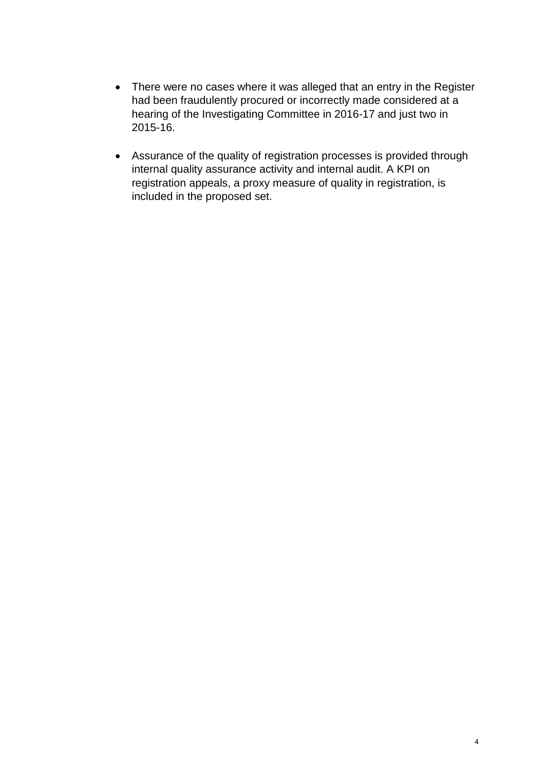- There were no cases where it was alleged that an entry in the Register had been fraudulently procured or incorrectly made considered at a hearing of the Investigating Committee in 2016-17 and just two in 2015-16.

- Assurance of the quality of registration processes is provided through internal quality assurance activity and internal audit. A KPI on registration appeals, a proxy measure of quality in registration, is included in the proposed set.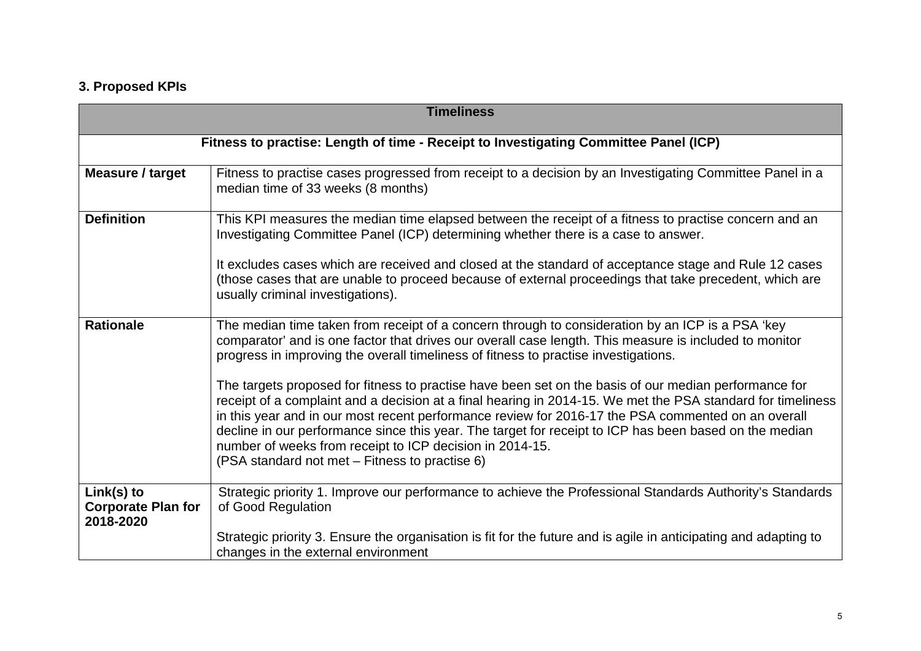### 3. Proposed KPIs

| Timeliness | |
|---|---|
| **Fitness to practise: Length of time - Receipt to Investigating Committee Panel (ICP)** | |
| **Measure / target** | Fitness to practise cases progressed from receipt to a decision by an Investigating Committee Panel in a median time of 33 weeks (8 months) |
| **Definition** | This KPI measures the median time elapsed between the receipt of a fitness to practise concern and an Investigating Committee Panel (ICP) determining whether there is a case to answer.<br><br>It excludes cases which are received and closed at the standard of acceptance stage and Rule 12 cases (those cases that are unable to proceed because of external proceedings that take precedent, which are usually criminal investigations). |
| **Rationale** | The median time taken from receipt of a concern through to consideration by an ICP is a PSA 'key comparator' and is one factor that drives our overall case length. This measure is included to monitor progress in improving the overall timeliness of fitness to practise investigations.<br><br>The targets proposed for fitness to practise have been set on the basis of our median performance for receipt of a complaint and a decision at a final hearing in 2014-15. We met the PSA standard for timeliness in this year and in our most recent performance review for 2016-17 the PSA commented on an overall decline in our performance since this year. The target for receipt to ICP has been based on the median number of weeks from receipt to ICP decision in 2014-15.<br>(PSA standard not met – Fitness to practise 6) |
| **Link(s) to Corporate Plan for 2018-2020** | Strategic priority 1. Improve our performance to achieve the Professional Standards Authority's Standards of Good Regulation<br><br>Strategic priority 3. Ensure the organisation is fit for the future and is agile in anticipating and adapting to changes in the external environment |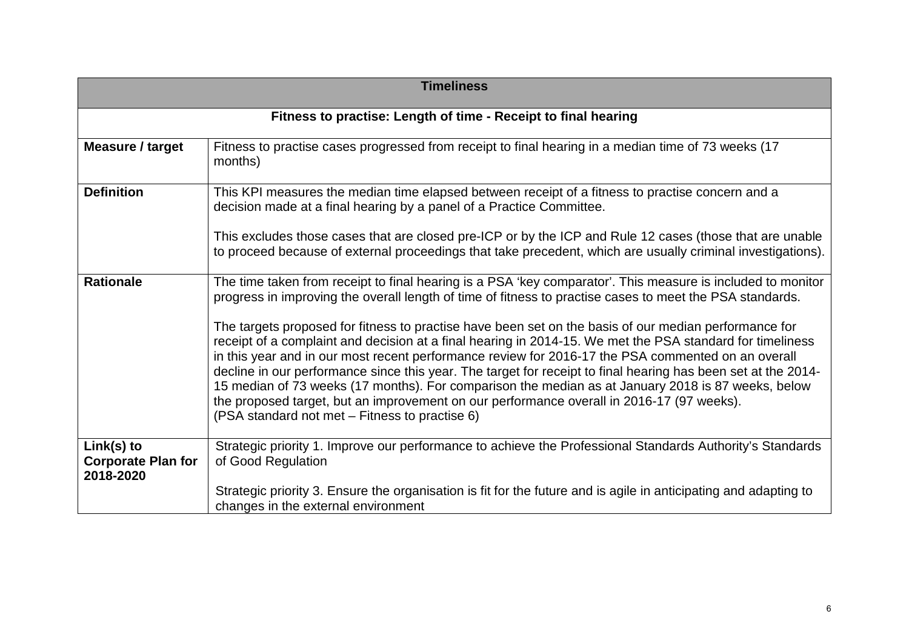| Timeliness | |
|---|---|
| **Fitness to practise: Length of time - Receipt to final hearing** | |
| **Measure / target** | Fitness to practise cases progressed from receipt to final hearing in a median time of 73 weeks (17 months) |
| **Definition** | This KPI measures the median time elapsed between receipt of a fitness to practise concern and a decision made at a final hearing by a panel of a Practice Committee.<br><br>This excludes those cases that are closed pre-ICP or by the ICP and Rule 12 cases (those that are unable to proceed because of external proceedings that take precedent, which are usually criminal investigations). |
| **Rationale** | The time taken from receipt to final hearing is a PSA 'key comparator'. This measure is included to monitor progress in improving the overall length of time of fitness to practise cases to meet the PSA standards.<br><br>The targets proposed for fitness to practise have been set on the basis of our median performance for receipt of a complaint and decision at a final hearing in 2014-15. We met the PSA standard for timeliness in this year and in our most recent performance review for 2016-17 the PSA commented on an overall decline in our performance since this year. The target for receipt to final hearing has been set at the 2014-15 median of 73 weeks (17 months). For comparison the median as at January 2018 is 87 weeks, below the proposed target, but an improvement on our performance overall in 2016-17 (97 weeks).<br>(PSA standard not met – Fitness to practise 6) |
| **Link(s) to Corporate Plan for 2018-2020** | Strategic priority 1. Improve our performance to achieve the Professional Standards Authority's Standards of Good Regulation<br><br>Strategic priority 3. Ensure the organisation is fit for the future and is agile in anticipating and adapting to changes in the external environment |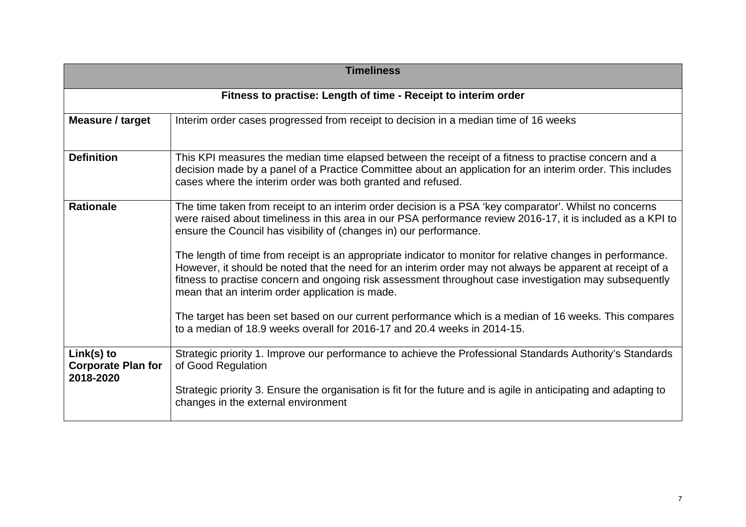| Timeliness | |
|---|---|
| **Fitness to practise: Length of time - Receipt to interim order** | |
| **Measure / target** | Interim order cases progressed from receipt to decision in a median time of 16 weeks |
| **Definition** | This KPI measures the median time elapsed between the receipt of a fitness to practise concern and a decision made by a panel of a Practice Committee about an application for an interim order. This includes cases where the interim order was both granted and refused. |
| **Rationale** | The time taken from receipt to an interim order decision is a PSA 'key comparator'. Whilst no concerns were raised about timeliness in this area in our PSA performance review 2016-17, it is included as a KPI to ensure the Council has visibility of (changes in) our performance.<br><br>The length of time from receipt is an appropriate indicator to monitor for relative changes in performance. However, it should be noted that the need for an interim order may not always be apparent at receipt of a fitness to practise concern and ongoing risk assessment throughout case investigation may subsequently mean that an interim order application is made.<br><br>The target has been set based on our current performance which is a median of 16 weeks. This compares to a median of 18.9 weeks overall for 2016-17 and 20.4 weeks in 2014-15. |
| **Link(s) to Corporate Plan for 2018-2020** | Strategic priority 1. Improve our performance to achieve the Professional Standards Authority's Standards of Good Regulation<br><br>Strategic priority 3. Ensure the organisation is fit for the future and is agile in anticipating and adapting to changes in the external environment |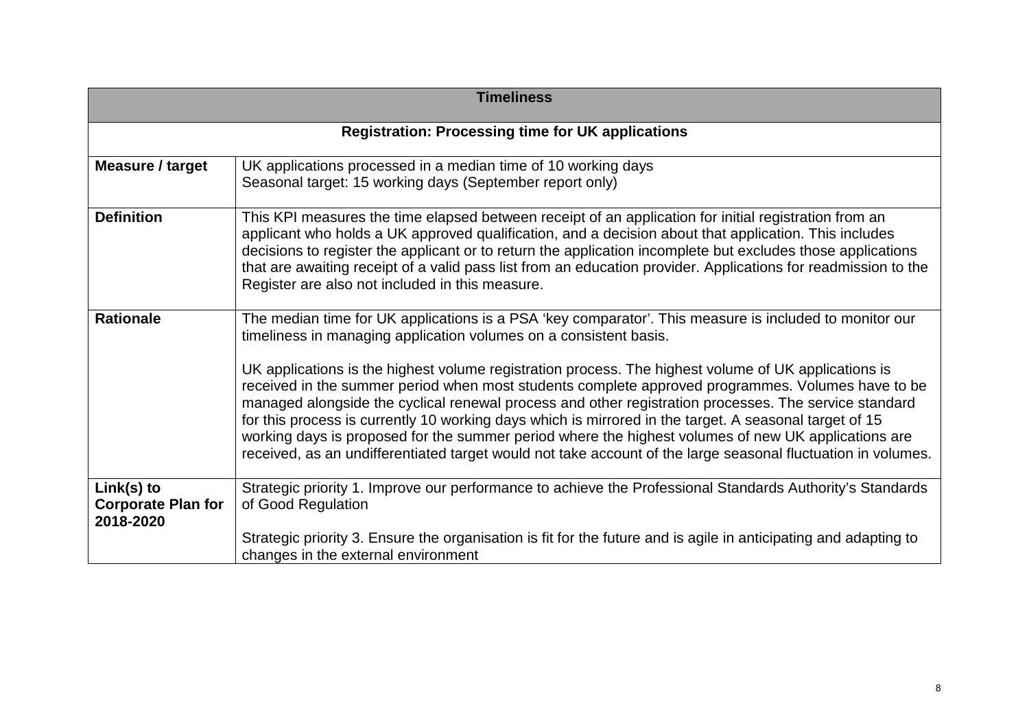| Timeliness | |
|---|---|
| **Registration: Processing time for UK applications** | |
| **Measure / target** | UK applications processed in a median time of 10 working days<br>Seasonal target: 15 working days (September report only) |
| **Definition** | This KPI measures the time elapsed between receipt of an application for initial registration from an applicant who holds a UK approved qualification, and a decision about that application. This includes decisions to register the applicant or to return the application incomplete but excludes those applications that are awaiting receipt of a valid pass list from an education provider. Applications for readmission to the Register are also not included in this measure. |
| **Rationale** | The median time for UK applications is a PSA 'key comparator'. This measure is included to monitor our timeliness in managing application volumes on a consistent basis.<br><br>UK applications is the highest volume registration process. The highest volume of UK applications is received in the summer period when most students complete approved programmes. Volumes have to be managed alongside the cyclical renewal process and other registration processes. The service standard for this process is currently 10 working days which is mirrored in the target. A seasonal target of 15 working days is proposed for the summer period where the highest volumes of new UK applications are received, as an undifferentiated target would not take account of the large seasonal fluctuation in volumes. |
| **Link(s) to Corporate Plan for 2018-2020** | Strategic priority 1. Improve our performance to achieve the Professional Standards Authority's Standards of Good Regulation<br><br>Strategic priority 3. Ensure the organisation is fit for the future and is agile in anticipating and adapting to changes in the external environment |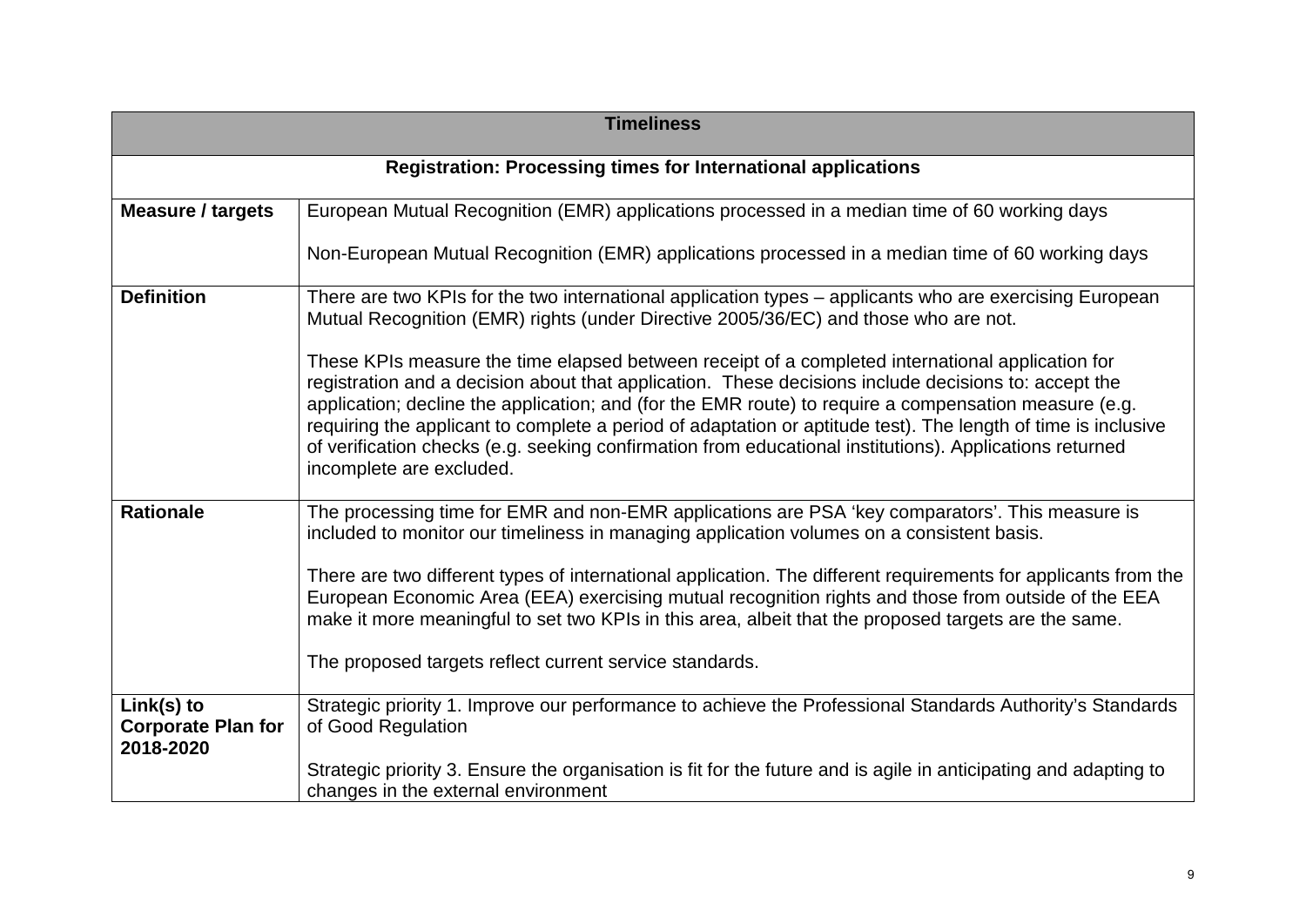| Timeliness | |
|---|---|
| **Registration: Processing times for International applications** | |
| **Measure / targets** | European Mutual Recognition (EMR) applications processed in a median time of 60 working days<br><br>Non-European Mutual Recognition (EMR) applications processed in a median time of 60 working days |
| **Definition** | There are two KPIs for the two international application types – applicants who are exercising European Mutual Recognition (EMR) rights (under Directive 2005/36/EC) and those who are not.<br><br>These KPIs measure the time elapsed between receipt of a completed international application for registration and a decision about that application. These decisions include decisions to: accept the application; decline the application; and (for the EMR route) to require a compensation measure (e.g. requiring the applicant to complete a period of adaptation or aptitude test). The length of time is inclusive of verification checks (e.g. seeking confirmation from educational institutions). Applications returned incomplete are excluded. |
| **Rationale** | The processing time for EMR and non-EMR applications are PSA 'key comparators'. This measure is included to monitor our timeliness in managing application volumes on a consistent basis.<br><br>There are two different types of international application. The different requirements for applicants from the European Economic Area (EEA) exercising mutual recognition rights and those from outside of the EEA make it more meaningful to set two KPIs in this area, albeit that the proposed targets are the same.<br><br>The proposed targets reflect current service standards. |
| **Link(s) to Corporate Plan for 2018-2020** | Strategic priority 1. Improve our performance to achieve the Professional Standards Authority's Standards of Good Regulation<br><br>Strategic priority 3. Ensure the organisation is fit for the future and is agile in anticipating and adapting to changes in the external environment |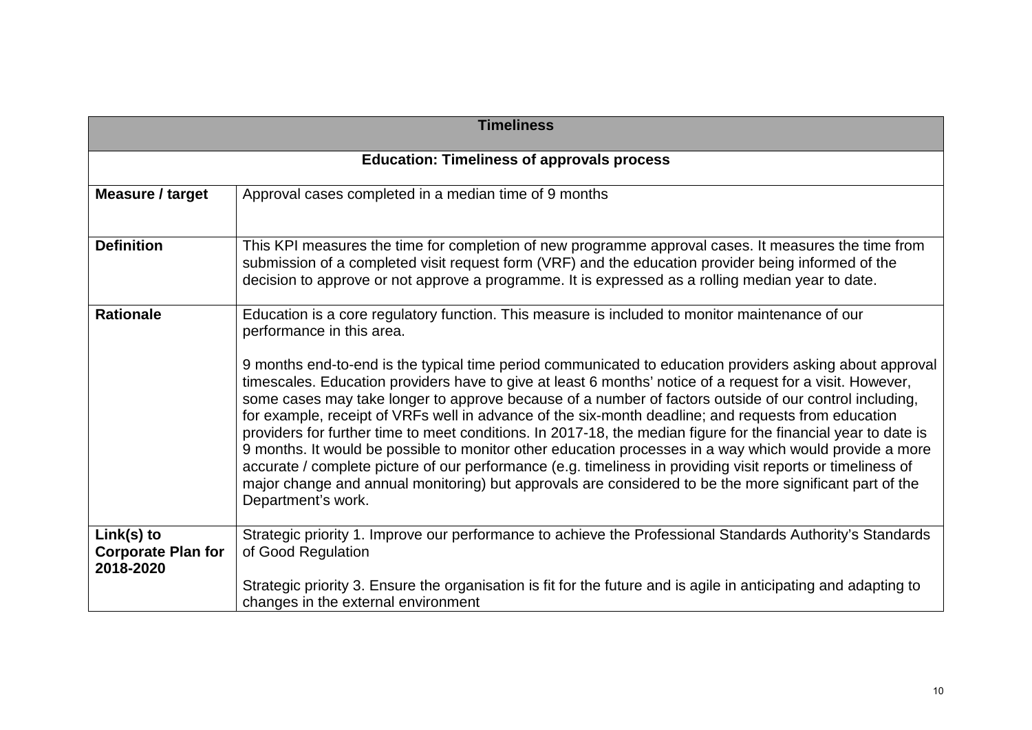| Timeliness | |
|---|---|
| **Education: Timeliness of approvals process** | |
| **Measure / target** | Approval cases completed in a median time of 9 months |
| **Definition** | This KPI measures the time for completion of new programme approval cases. It measures the time from submission of a completed visit request form (VRF) and the education provider being informed of the decision to approve or not approve a programme. It is expressed as a rolling median year to date. |
| **Rationale** | Education is a core regulatory function. This measure is included to monitor maintenance of our performance in this area.<br><br>9 months end-to-end is the typical time period communicated to education providers asking about approval timescales. Education providers have to give at least 6 months' notice of a request for a visit. However, some cases may take longer to approve because of a number of factors outside of our control including, for example, receipt of VRFs well in advance of the six-month deadline; and requests from education providers for further time to meet conditions. In 2017-18, the median figure for the financial year to date is 9 months. It would be possible to monitor other education processes in a way which would provide a more accurate / complete picture of our performance (e.g. timeliness in providing visit reports or timeliness of major change and annual monitoring) but approvals are considered to be the more significant part of the Department's work. |
| **Link(s) to Corporate Plan for 2018-2020** | Strategic priority 1. Improve our performance to achieve the Professional Standards Authority's Standards of Good Regulation<br><br>Strategic priority 3. Ensure the organisation is fit for the future and is agile in anticipating and adapting to changes in the external environment |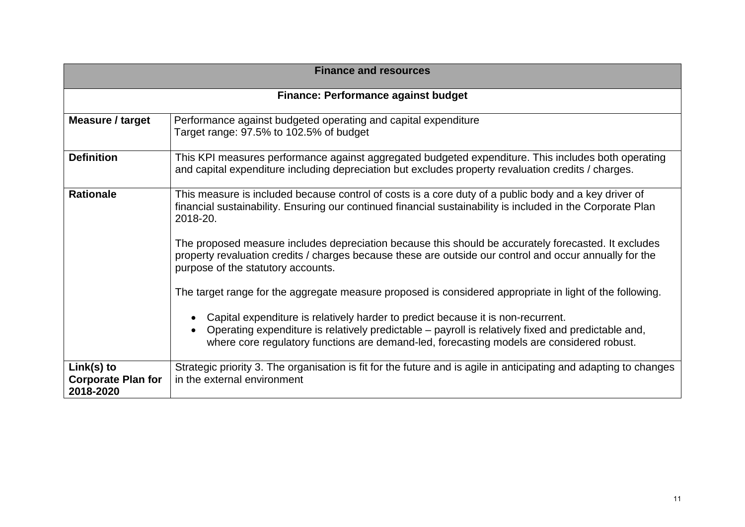| Finance and resources | |
|---|---|
| **Finance: Performance against budget** | |
| **Measure / target** | Performance against budgeted operating and capital expenditure<br>Target range: 97.5% to 102.5% of budget |
| **Definition** | This KPI measures performance against aggregated budgeted expenditure. This includes both operating and capital expenditure including depreciation but excludes property revaluation credits / charges. |
| **Rationale** | This measure is included because control of costs is a core duty of a public body and a key driver of financial sustainability. Ensuring our continued financial sustainability is included in the Corporate Plan 2018-20.<br><br>The proposed measure includes depreciation because this should be accurately forecasted. It excludes property revaluation credits / charges because these are outside our control and occur annually for the purpose of the statutory accounts.<br><br>The target range for the aggregate measure proposed is considered appropriate in light of the following.<br><br>• Capital expenditure is relatively harder to predict because it is non-recurrent.<br>• Operating expenditure is relatively predictable – payroll is relatively fixed and predictable and, where core regulatory functions are demand-led, forecasting models are considered robust. |
| **Link(s) to Corporate Plan for 2018-2020** | Strategic priority 3. The organisation is fit for the future and is agile in anticipating and adapting to changes in the external environment |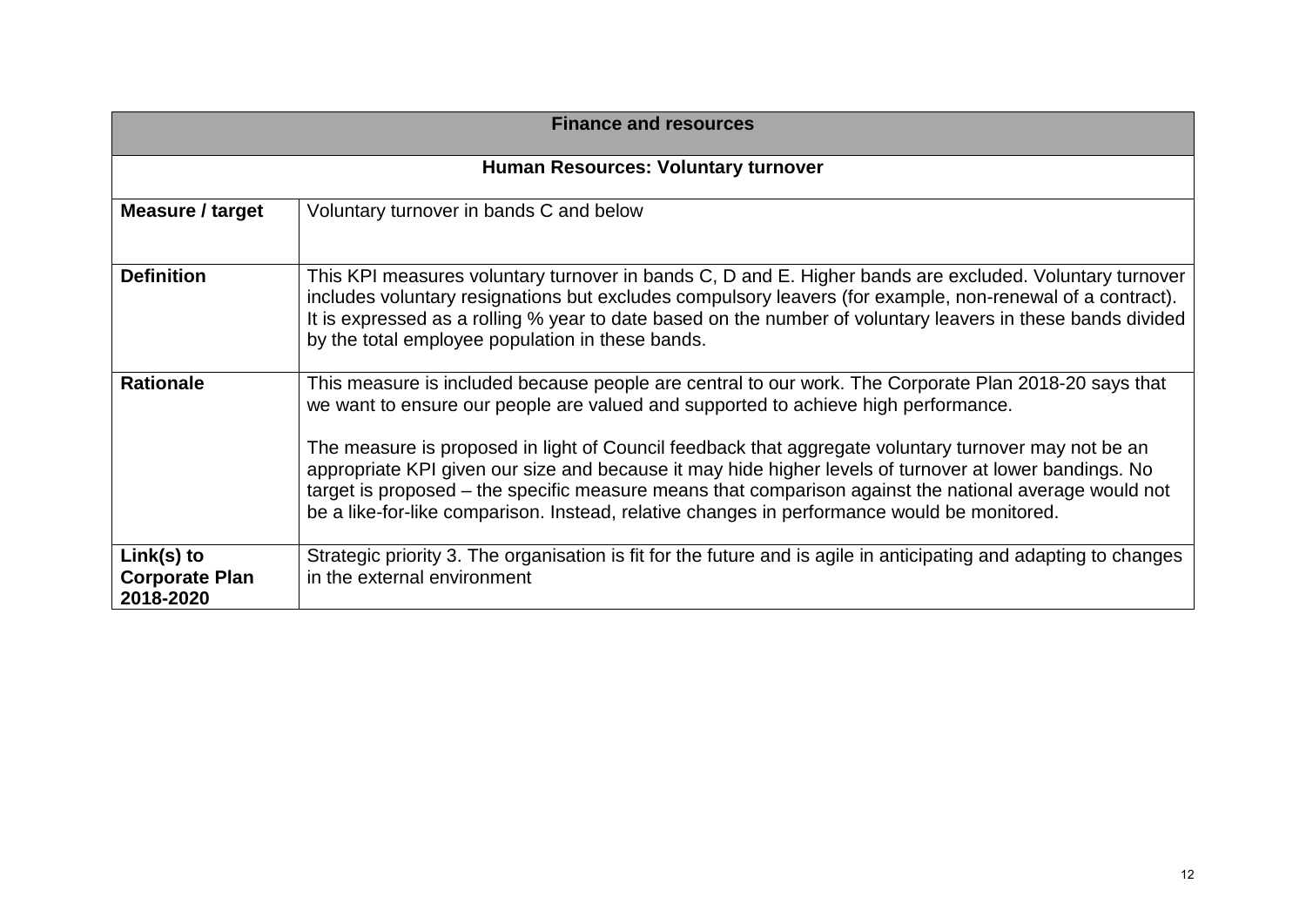| Finance and resources | |
|---|---|
| **Human Resources: Voluntary turnover** | |
| **Measure / target** | Voluntary turnover in bands C and below |
| **Definition** | This KPI measures voluntary turnover in bands C, D and E. Higher bands are excluded. Voluntary turnover includes voluntary resignations but excludes compulsory leavers (for example, non-renewal of a contract). It is expressed as a rolling % year to date based on the number of voluntary leavers in these bands divided by the total employee population in these bands. |
| **Rationale** | This measure is included because people are central to our work. The Corporate Plan 2018-20 says that we want to ensure our people are valued and supported to achieve high performance.<br><br>The measure is proposed in light of Council feedback that aggregate voluntary turnover may not be an appropriate KPI given our size and because it may hide higher levels of turnover at lower bandings. No target is proposed – the specific measure means that comparison against the national average would not be a like-for-like comparison. Instead, relative changes in performance would be monitored. |
| **Link(s) to Corporate Plan 2018-2020** | Strategic priority 3. The organisation is fit for the future and is agile in anticipating and adapting to changes in the external environment |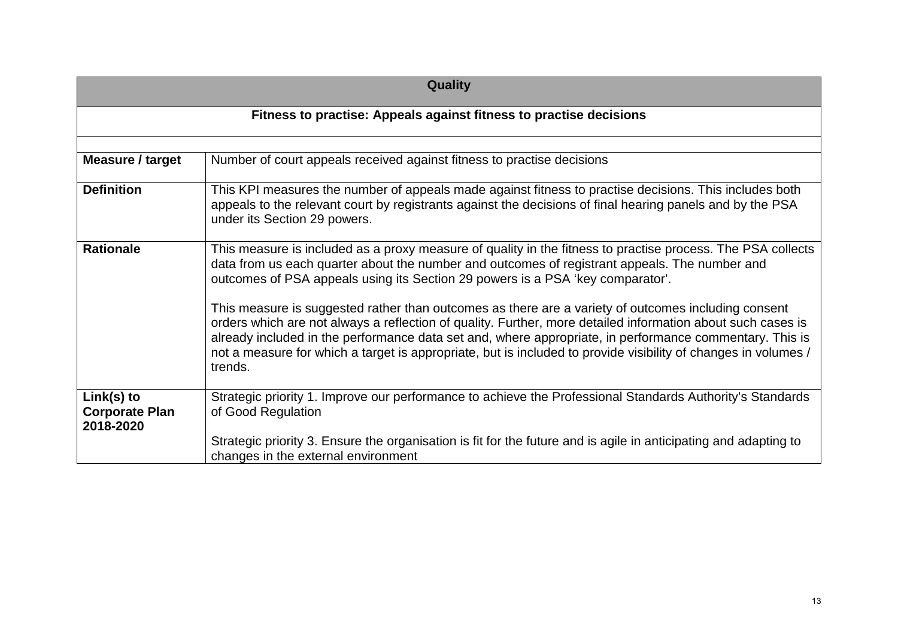| Quality | |
|---|---|
| **Fitness to practise: Appeals against fitness to practise decisions** | |
| | |
| **Measure / target** | Number of court appeals received against fitness to practise decisions |
| **Definition** | This KPI measures the number of appeals made against fitness to practise decisions. This includes both appeals to the relevant court by registrants against the decisions of final hearing panels and by the PSA under its Section 29 powers. |
| **Rationale** | This measure is included as a proxy measure of quality in the fitness to practise process. The PSA collects data from us each quarter about the number and outcomes of registrant appeals. The number and outcomes of PSA appeals using its Section 29 powers is a PSA 'key comparator'.<br><br>This measure is suggested rather than outcomes as there are a variety of outcomes including consent orders which are not always a reflection of quality. Further, more detailed information about such cases is already included in the performance data set and, where appropriate, in performance commentary. This is not a measure for which a target is appropriate, but is included to provide visibility of changes in volumes / trends. |
| **Link(s) to Corporate Plan 2018-2020** | Strategic priority 1. Improve our performance to achieve the Professional Standards Authority's Standards of Good Regulation<br><br>Strategic priority 3. Ensure the organisation is fit for the future and is agile in anticipating and adapting to changes in the external environment |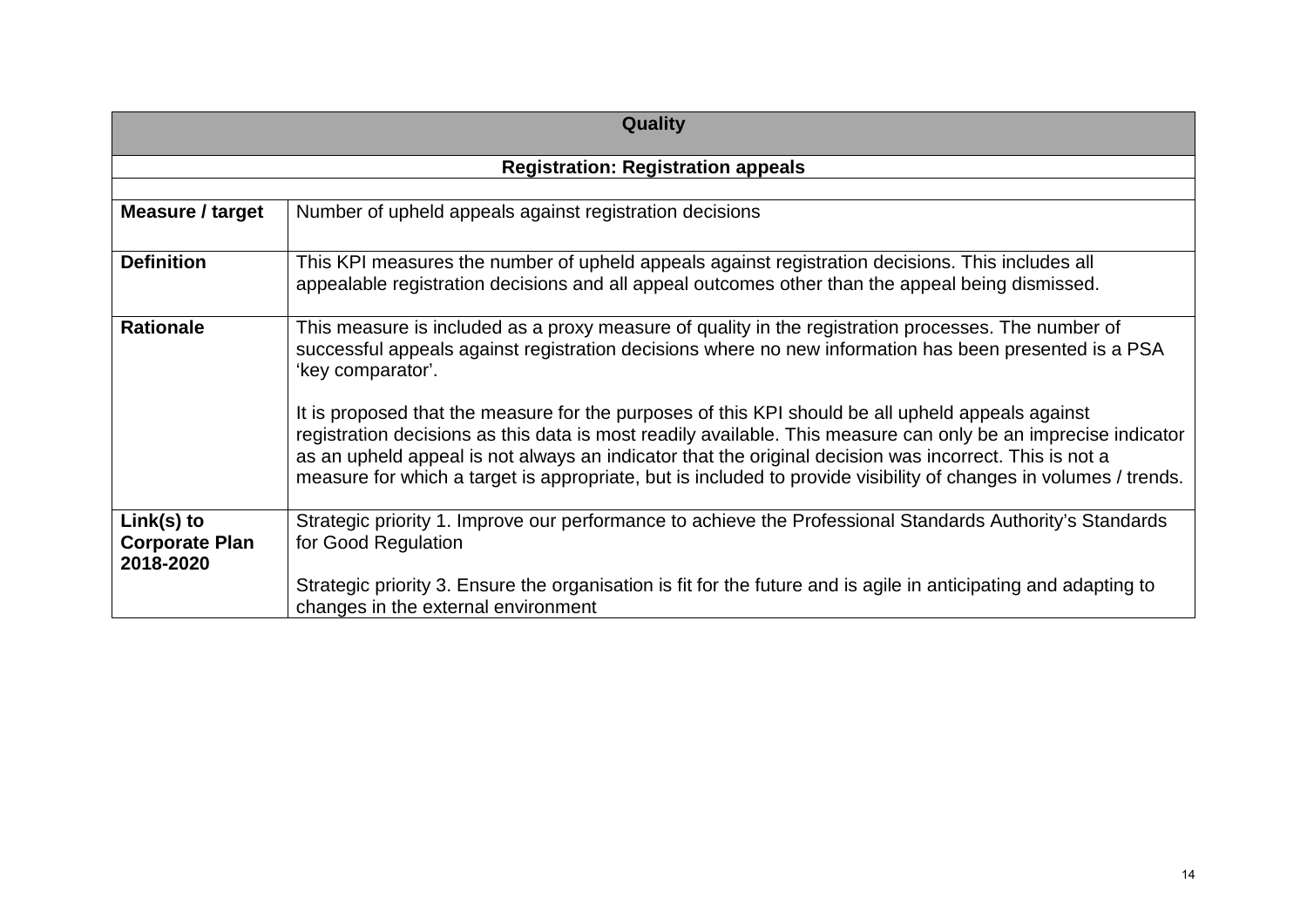| Quality | |
|---|---|
| **Registration: Registration appeals** | |
| | |
| **Measure / target** | Number of upheld appeals against registration decisions |
| **Definition** | This KPI measures the number of upheld appeals against registration decisions. This includes all appealable registration decisions and all appeal outcomes other than the appeal being dismissed. |
| **Rationale** | This measure is included as a proxy measure of quality in the registration processes. The number of successful appeals against registration decisions where no new information has been presented is a PSA 'key comparator'.<br><br>It is proposed that the measure for the purposes of this KPI should be all upheld appeals against registration decisions as this data is most readily available. This measure can only be an imprecise indicator as an upheld appeal is not always an indicator that the original decision was incorrect. This is not a measure for which a target is appropriate, but is included to provide visibility of changes in volumes / trends. |
| **Link(s) to Corporate Plan 2018-2020** | Strategic priority 1. Improve our performance to achieve the Professional Standards Authority's Standards for Good Regulation<br><br>Strategic priority 3. Ensure the organisation is fit for the future and is agile in anticipating and adapting to changes in the external environment |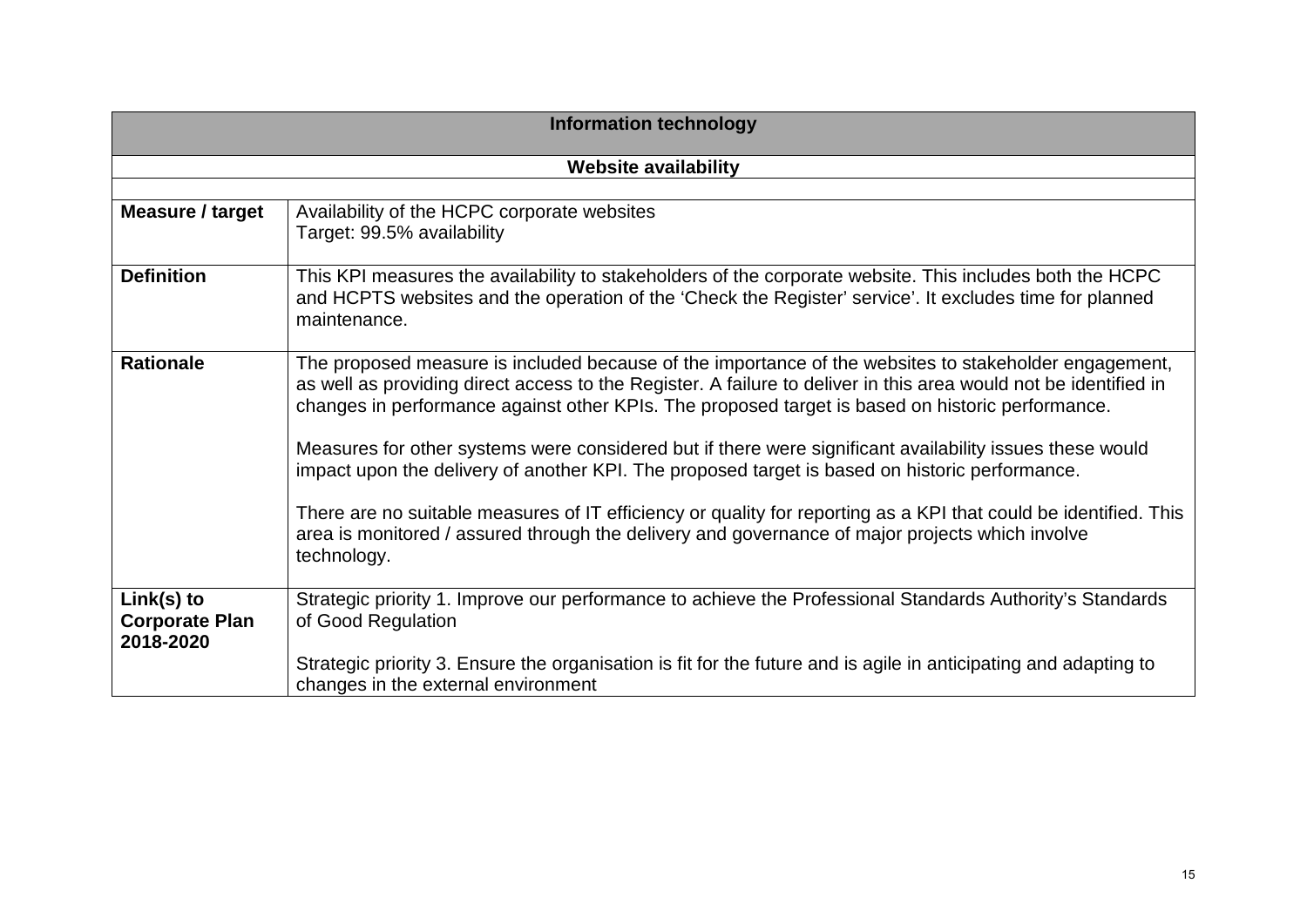| Information technology | |
|---|---|
| **Website availability** | |
| | |
| **Measure / target** | Availability of the HCPC corporate websites<br>Target: 99.5% availability |
| **Definition** | This KPI measures the availability to stakeholders of the corporate website. This includes both the HCPC and HCPTS websites and the operation of the 'Check the Register' service'. It excludes time for planned maintenance. |
| **Rationale** | The proposed measure is included because of the importance of the websites to stakeholder engagement, as well as providing direct access to the Register. A failure to deliver in this area would not be identified in changes in performance against other KPIs. The proposed target is based on historic performance.<br><br>Measures for other systems were considered but if there were significant availability issues these would impact upon the delivery of another KPI. The proposed target is based on historic performance.<br><br>There are no suitable measures of IT efficiency or quality for reporting as a KPI that could be identified. This area is monitored / assured through the delivery and governance of major projects which involve technology. |
| **Link(s) to Corporate Plan 2018-2020** | Strategic priority 1. Improve our performance to achieve the Professional Standards Authority's Standards of Good Regulation<br><br>Strategic priority 3. Ensure the organisation is fit for the future and is agile in anticipating and adapting to changes in the external environment |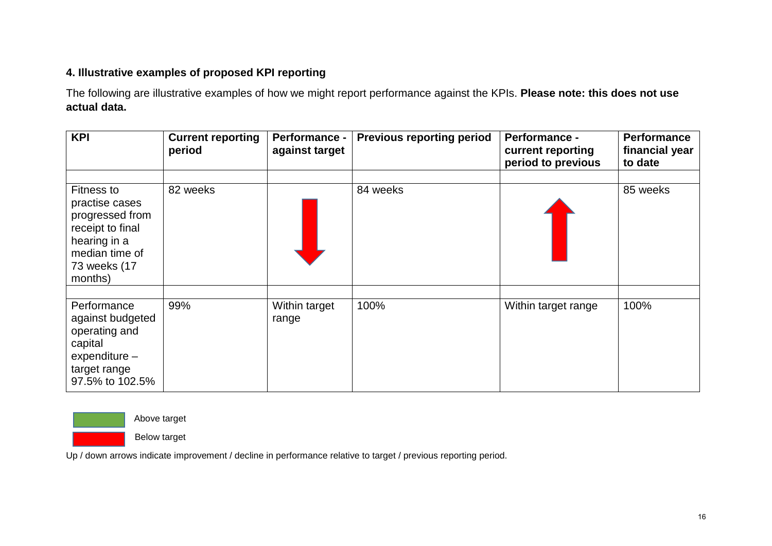### 4. Illustrative examples of proposed KPI reporting

The following are illustrative examples of how we might report performance against the KPIs. **Please note: this does not use actual data.**

| KPI | Current reporting period | Performance - against target | Previous reporting period | Performance - current reporting period to previous | Performance financial year to date |
|---|---|---|---|---|---|
| | | | | | |
| Fitness to practise cases progressed from receipt to final hearing in a median time of 73 weeks (17 months) | 82 weeks | | 84 weeks | | 85 weeks |
| | | | | | |
| Performance against budgeted operating and capital expenditure – target range 97.5% to 102.5% | 99% | Within target range | 100% | Within target range | 100% |

Above target

Below target

Up / down arrows indicate improvement / decline in performance relative to target / previous reporting period.